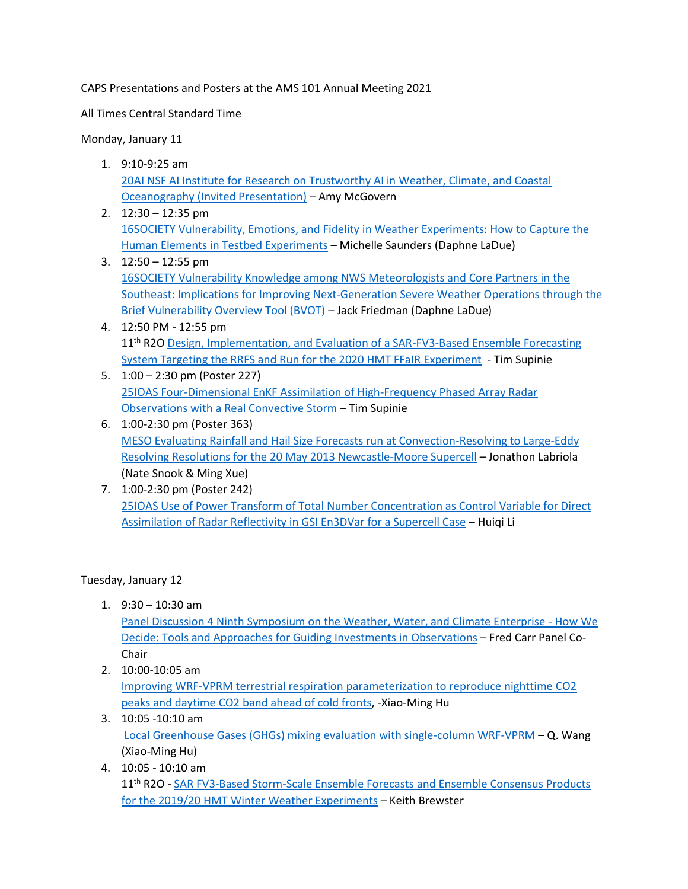CAPS Presentations and Posters at the AMS 101 Annual Meeting 2021

All Times Central Standard Time

Monday, January 11

1. 9:10-9:25 am
   20AI NSF AI Institute for Research on Trustworthy AI in Weather, Climate, and Coastal Oceanography (Invited Presentation) – Amy McGovern
2. 12:30 – 12:35 pm
   16SOCIETY Vulnerability, Emotions, and Fidelity in Weather Experiments: How to Capture the Human Elements in Testbed Experiments – Michelle Saunders (Daphne LaDue)
3. 12:50 – 12:55 pm
   16SOCIETY Vulnerability Knowledge among NWS Meteorologists and Core Partners in the Southeast: Implications for Improving Next-Generation Severe Weather Operations through the Brief Vulnerability Overview Tool (BVOT) – Jack Friedman (Daphne LaDue)
4. 12:50 PM - 12:55 pm
   11th R2O Design, Implementation, and Evaluation of a SAR-FV3-Based Ensemble Forecasting System Targeting the RRFS and Run for the 2020 HMT FFaIR Experiment - Tim Supinie
5. 1:00 – 2:30 pm (Poster 227)
   25IOAS Four-Dimensional EnKF Assimilation of High-Frequency Phased Array Radar Observations with a Real Convective Storm – Tim Supinie
6. 1:00-2:30 pm (Poster 363)
   MESO Evaluating Rainfall and Hail Size Forecasts run at Convection-Resolving to Large-Eddy Resolving Resolutions for the 20 May 2013 Newcastle-Moore Supercell – Jonathon Labriola (Nate Snook & Ming Xue)
7. 1:00-2:30 pm (Poster 242)
   25IOAS Use of Power Transform of Total Number Concentration as Control Variable for Direct Assimilation of Radar Reflectivity in GSI En3DVar for a Supercell Case – Huiqi Li

Tuesday, January 12

1. 9:30 – 10:30 am
   Panel Discussion 4 Ninth Symposium on the Weather, Water, and Climate Enterprise - How We Decide: Tools and Approaches for Guiding Investments in Observations – Fred Carr Panel Co-Chair
2. 10:00-10:05 am
   Improving WRF-VPRM terrestrial respiration parameterization to reproduce nighttime CO2 peaks and daytime CO2 band ahead of cold fronts, -Xiao-Ming Hu
3. 10:05 -10:10 am
   Local Greenhouse Gases (GHGs) mixing evaluation with single-column WRF-VPRM – Q. Wang (Xiao-Ming Hu)
4. 10:05 - 10:10 am
   11th R2O - SAR FV3-Based Storm-Scale Ensemble Forecasts and Ensemble Consensus Products for the 2019/20 HMT Winter Weather Experiments – Keith Brewster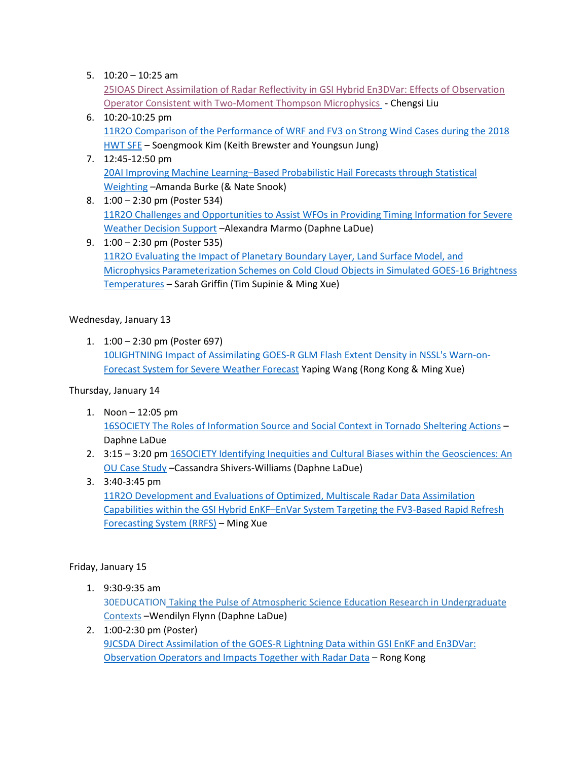5. 10:20 – 10:25 am
   25IOAS Direct Assimilation of Radar Reflectivity in GSI Hybrid En3DVar: Effects of Observation Operator Consistent with Two-Moment Thompson Microphysics - Chengsi Liu
6. 10:20-10:25 pm
   11R2O Comparison of the Performance of WRF and FV3 on Strong Wind Cases during the 2018 HWT SFE – Soengmook Kim (Keith Brewster and Youngsun Jung)
7. 12:45-12:50 pm
   20AI Improving Machine Learning–Based Probabilistic Hail Forecasts through Statistical Weighting –Amanda Burke (& Nate Snook)
8. 1:00 – 2:30 pm (Poster 534)
   11R2O Challenges and Opportunities to Assist WFOs in Providing Timing Information for Severe Weather Decision Support –Alexandra Marmo (Daphne LaDue)
9. 1:00 – 2:30 pm (Poster 535)
   11R2O Evaluating the Impact of Planetary Boundary Layer, Land Surface Model, and Microphysics Parameterization Schemes on Cold Cloud Objects in Simulated GOES-16 Brightness Temperatures – Sarah Griffin (Tim Supinie & Ming Xue)

Wednesday, January 13

1. 1:00 – 2:30 pm (Poster 697)
   10LIGHTNING Impact of Assimilating GOES-R GLM Flash Extent Density in NSSL's Warn-on-Forecast System for Severe Weather Forecast Yaping Wang (Rong Kong & Ming Xue)

Thursday, January 14

1. Noon – 12:05 pm
   16SOCIETY The Roles of Information Source and Social Context in Tornado Sheltering Actions – Daphne LaDue
2. 3:15 – 3:20 pm 16SOCIETY Identifying Inequities and Cultural Biases within the Geosciences: An OU Case Study –Cassandra Shivers-Williams (Daphne LaDue)
3. 3:40-3:45 pm
   11R2O Development and Evaluations of Optimized, Multiscale Radar Data Assimilation Capabilities within the GSI Hybrid EnKF–EnVar System Targeting the FV3-Based Rapid Refresh Forecasting System (RRFS) – Ming Xue

Friday, January 15

1. 9:30-9:35 am
   30EDUCATION Taking the Pulse of Atmospheric Science Education Research in Undergraduate Contexts –Wendilyn Flynn (Daphne LaDue)
2. 1:00-2:30 pm (Poster)
   9JCSDA Direct Assimilation of the GOES-R Lightning Data within GSI EnKF and En3DVar: Observation Operators and Impacts Together with Radar Data – Rong Kong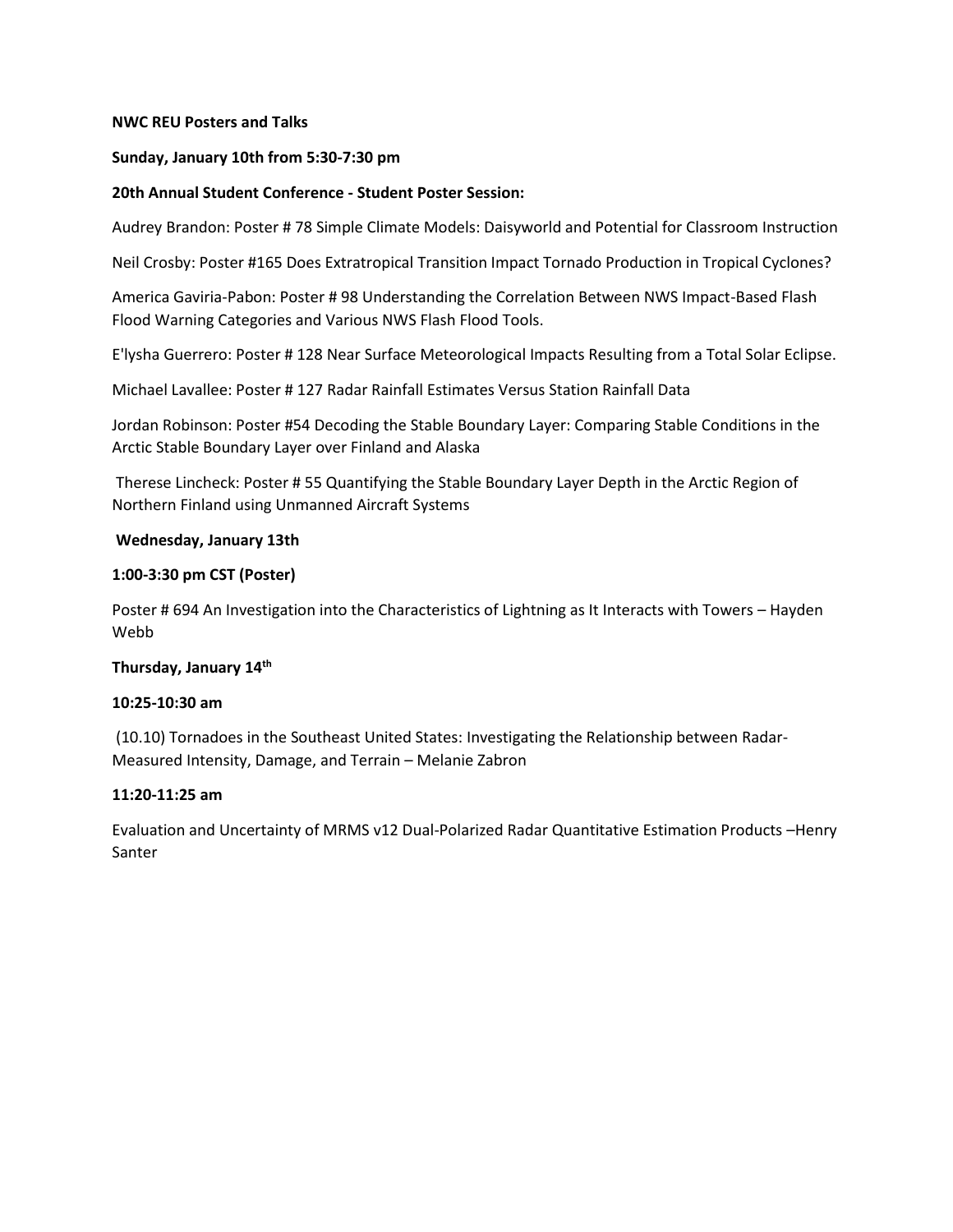**NWC REU Posters and Talks**

**Sunday, January 10th from 5:30-7:30 pm**

**20th Annual Student Conference - Student Poster Session:**

Audrey Brandon: Poster # 78 Simple Climate Models: Daisyworld and Potential for Classroom Instruction

Neil Crosby: Poster #165 Does Extratropical Transition Impact Tornado Production in Tropical Cyclones?

America Gaviria-Pabon: Poster # 98 Understanding the Correlation Between NWS Impact-Based Flash Flood Warning Categories and Various NWS Flash Flood Tools.

E'lysha Guerrero: Poster # 128 Near Surface Meteorological Impacts Resulting from a Total Solar Eclipse.

Michael Lavallee: Poster # 127 Radar Rainfall Estimates Versus Station Rainfall Data

Jordan Robinson: Poster #54 Decoding the Stable Boundary Layer: Comparing Stable Conditions in the Arctic Stable Boundary Layer over Finland and Alaska

Therese Lincheck: Poster # 55 Quantifying the Stable Boundary Layer Depth in the Arctic Region of Northern Finland using Unmanned Aircraft Systems

**Wednesday, January 13th**

**1:00-3:30 pm CST (Poster)**

Poster # 694 An Investigation into the Characteristics of Lightning as It Interacts with Towers – Hayden Webb

**Thursday, January 14th**

**10:25-10:30 am**

(10.10) Tornadoes in the Southeast United States: Investigating the Relationship between Radar-Measured Intensity, Damage, and Terrain – Melanie Zabron

**11:20-11:25 am**

Evaluation and Uncertainty of MRMS v12 Dual-Polarized Radar Quantitative Estimation Products –Henry Santer